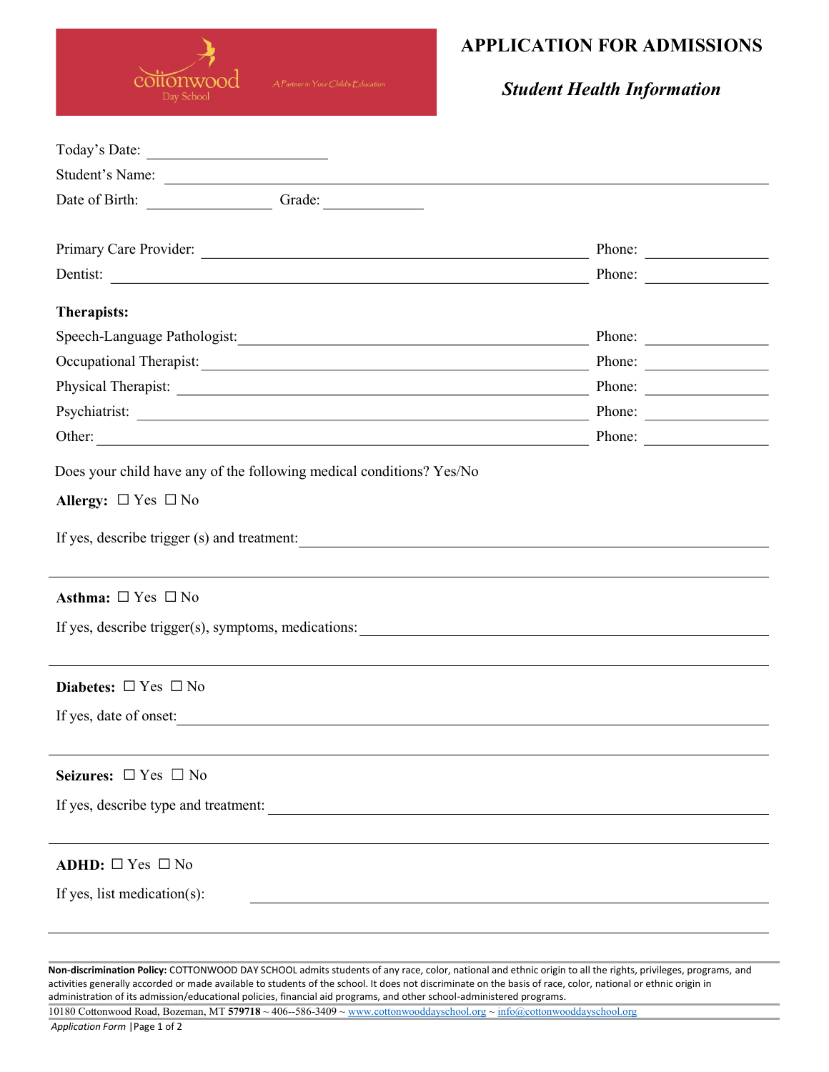cottonwood Day School — *A Partner in Your Child's Education*

# APPLICATION FOR ADMISSIONS

## *Student Health Information*

Today's Date: ______________________

Student's Name: ______________________________________________

Date of Birth: ________________ Grade: ____________

Primary Care Provider: ______________________________ Phone: ______________

Dentist: ______________________________ Phone: ______________

**Therapists:**

Speech-Language Pathologist: ______________________________ Phone: ______________

Occupational Therapist: ______________________________ Phone: ______________

Physical Therapist: ______________________________ Phone: ______________

Psychiatrist: ______________________________ Phone: ______________

Other: ______________________________ Phone: ______________

Does your child have any of the following medical conditions? Yes/No

**Allergy:** ☐ Yes ☐ No

If yes, describe trigger (s) and treatment: ______________________________

______________________________________________

**Asthma:** ☐ Yes ☐ No

If yes, describe trigger(s), symptoms, medications: ______________________________

______________________________________________

**Diabetes:** ☐ Yes ☐ No

If yes, date of onset: ______________________________

______________________________________________

**Seizures:** ☐ Yes ☐ No

If yes, describe type and treatment: ______________________________

______________________________________________

**ADHD:** ☐ Yes ☐ No

If yes, list medication(s): ______________________________

______________________________________________

**Non-discrimination Policy:** COTTONWOOD DAY SCHOOL admits students of any race, color, national and ethnic origin to all the rights, privileges, programs, and activities generally accorded or made available to students of the school. It does not discriminate on the basis of race, color, national or ethnic origin in administration of its admission/educational policies, financial aid programs, and other school-administered programs.

10180 Cottonwood Road, Bozeman, MT **579718** ~ 406--586-3409 ~ www.cottonwooddayschool.org ~ info@cottonwooddayschool.org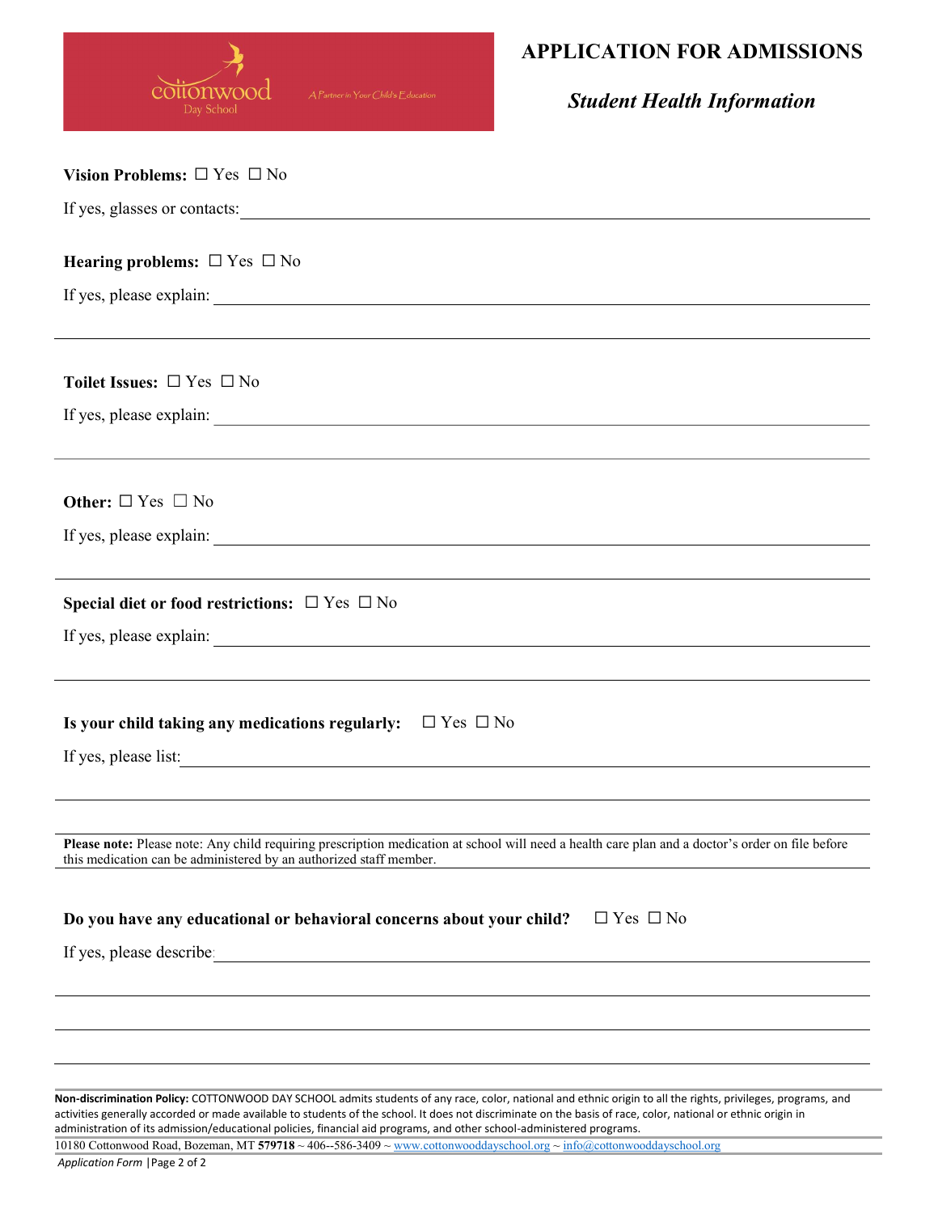cottonwood Day School

A Partner in Your Child's Education

# APPLICATION FOR ADMISSIONS

## *Student Health Information*

**Vision Problems:** ☐ Yes ☐ No

If yes, glasses or contacts: ________________________________________________

**Hearing problems:** ☐ Yes ☐ No

If yes, please explain: ________________________________________________

________________________________________________

**Toilet Issues:** ☐ Yes ☐ No

If yes, please explain: ________________________________________________

________________________________________________

**Other:** ☐ Yes ☐ No

If yes, please explain: ________________________________________________

________________________________________________

**Special diet or food restrictions:** ☐ Yes ☐ No

If yes, please explain: ________________________________________________

________________________________________________

**Is your child taking any medications regularly:** ☐ Yes ☐ No

If yes, please list: ________________________________________________

________________________________________________

**Please note:** Please note: Any child requiring prescription medication at school will need a health care plan and a doctor's order on file before this medication can be administered by an authorized staff member.

**Do you have any educational or behavioral concerns about your child?** ☐ Yes ☐ No

If yes, please describe: ________________________________________________

________________________________________________

________________________________________________

________________________________________________

**Non-discrimination Policy:** COTTONWOOD DAY SCHOOL admits students of any race, color, national and ethnic origin to all the rights, privileges, programs, and activities generally accorded or made available to students of the school. It does not discriminate on the basis of race, color, national or ethnic origin in administration of its admission/educational policies, financial aid programs, and other school-administered programs.

10180 Cottonwood Road, Bozeman, MT **579718** ~ 406--586-3409 ~ www.cottonwooddayschool.org ~ info@cottonwooddayschool.org